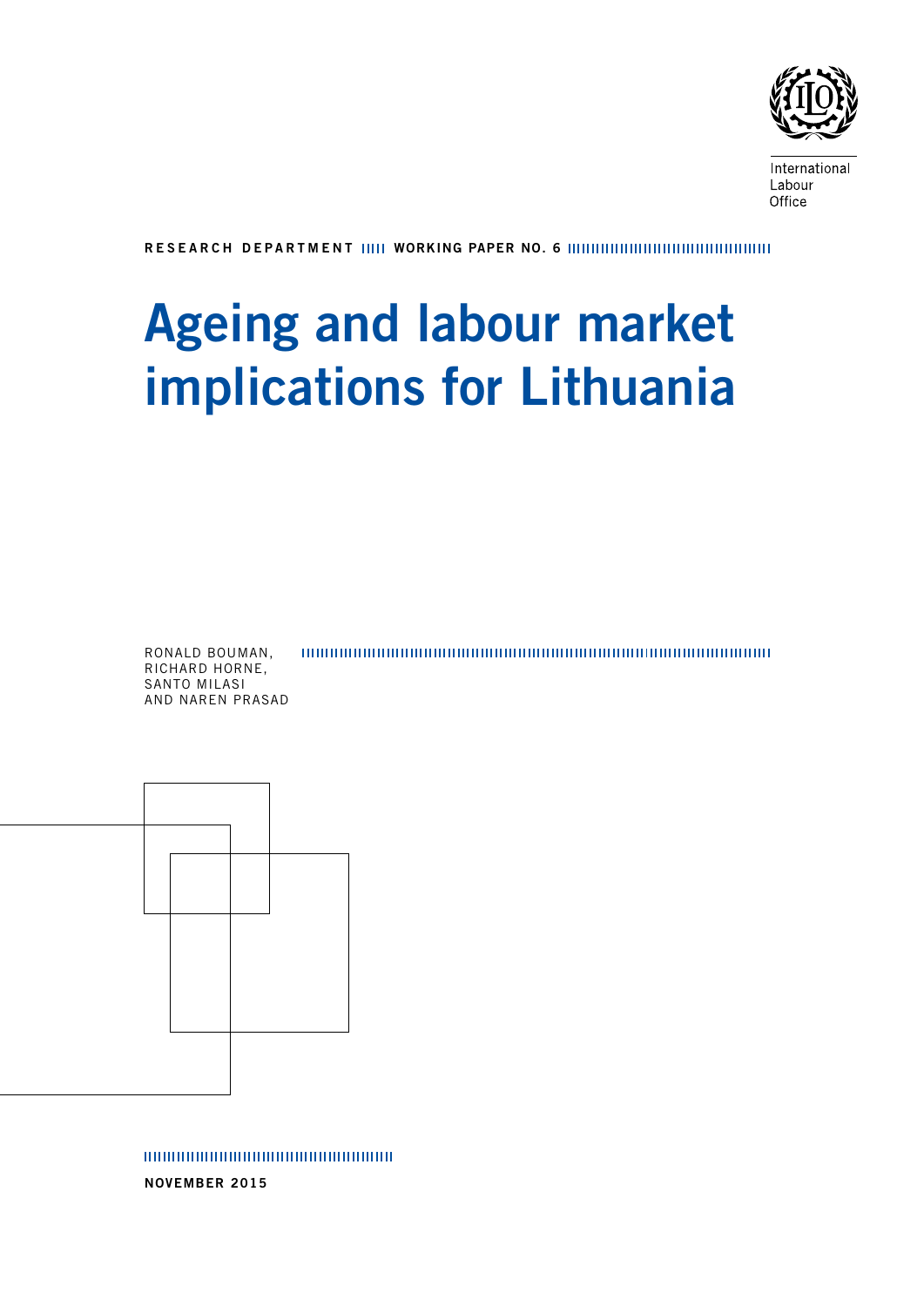International Labour Office

**RESEARCH DEPARTMENT WORKING PAPER NO. 6**

# Ageing and labour market implications for Lithuania

RONALD BOUMAN, RICHARD HORNE, SANTO MILASI AND NAREN PRASAD

**NOVEMBER 2015**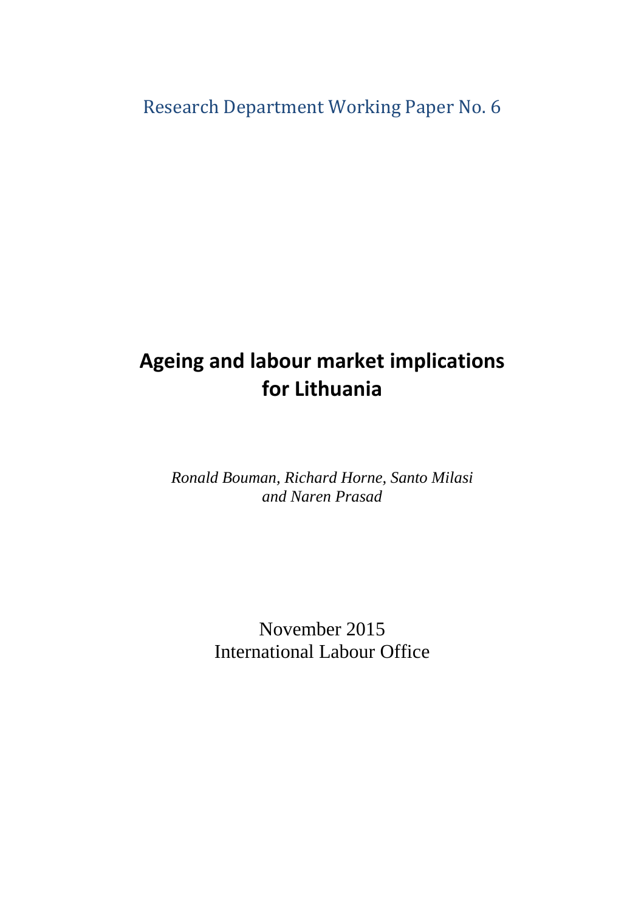Research Department Working Paper No. 6

# Ageing and labour market implications for Lithuania

*Ronald Bouman, Richard Horne, Santo Milasi and Naren Prasad*

November 2015

International Labour Office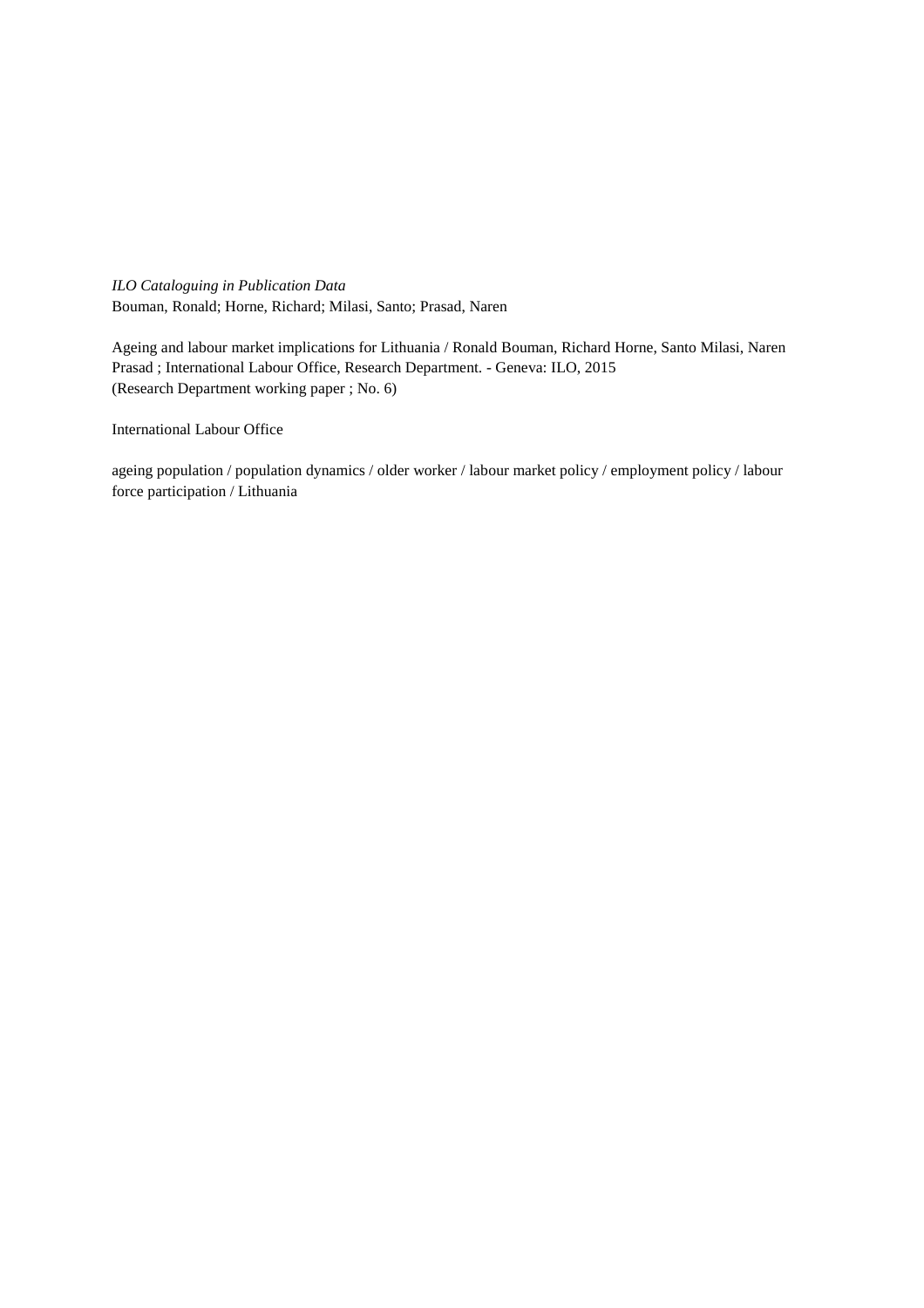*ILO Cataloguing in Publication Data*
Bouman, Ronald; Horne, Richard; Milasi, Santo; Prasad, Naren

Ageing and labour market implications for Lithuania / Ronald Bouman, Richard Horne, Santo Milasi, Naren Prasad ; International Labour Office, Research Department. - Geneva: ILO, 2015
(Research Department working paper ; No. 6)

International Labour Office

ageing population / population dynamics / older worker / labour market policy / employment policy / labour force participation / Lithuania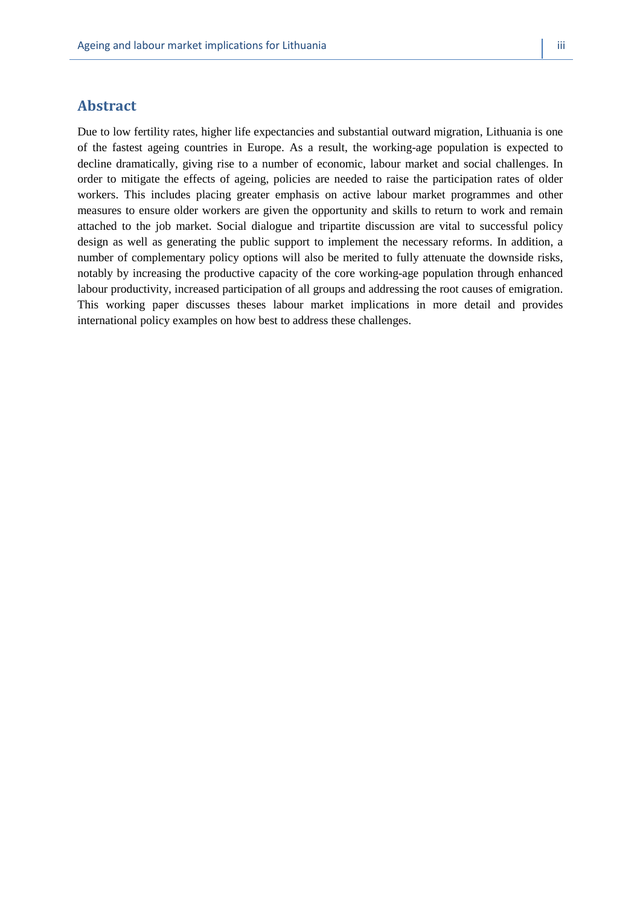## Abstract

Due to low fertility rates, higher life expectancies and substantial outward migration, Lithuania is one of the fastest ageing countries in Europe. As a result, the working-age population is expected to decline dramatically, giving rise to a number of economic, labour market and social challenges. In order to mitigate the effects of ageing, policies are needed to raise the participation rates of older workers. This includes placing greater emphasis on active labour market programmes and other measures to ensure older workers are given the opportunity and skills to return to work and remain attached to the job market. Social dialogue and tripartite discussion are vital to successful policy design as well as generating the public support to implement the necessary reforms. In addition, a number of complementary policy options will also be merited to fully attenuate the downside risks, notably by increasing the productive capacity of the core working-age population through enhanced labour productivity, increased participation of all groups and addressing the root causes of emigration. This working paper discusses theses labour market implications in more detail and provides international policy examples on how best to address these challenges.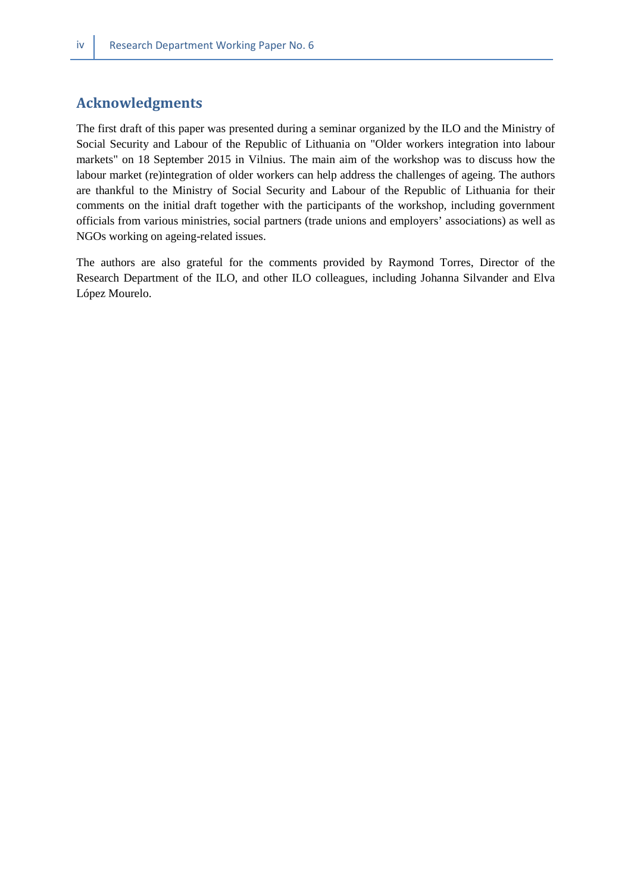## Acknowledgments

The first draft of this paper was presented during a seminar organized by the ILO and the Ministry of Social Security and Labour of the Republic of Lithuania on "Older workers integration into labour markets" on 18 September 2015 in Vilnius. The main aim of the workshop was to discuss how the labour market (re)integration of older workers can help address the challenges of ageing. The authors are thankful to the Ministry of Social Security and Labour of the Republic of Lithuania for their comments on the initial draft together with the participants of the workshop, including government officials from various ministries, social partners (trade unions and employers' associations) as well as NGOs working on ageing-related issues.

The authors are also grateful for the comments provided by Raymond Torres, Director of the Research Department of the ILO, and other ILO colleagues, including Johanna Silvander and Elva López Mourelo.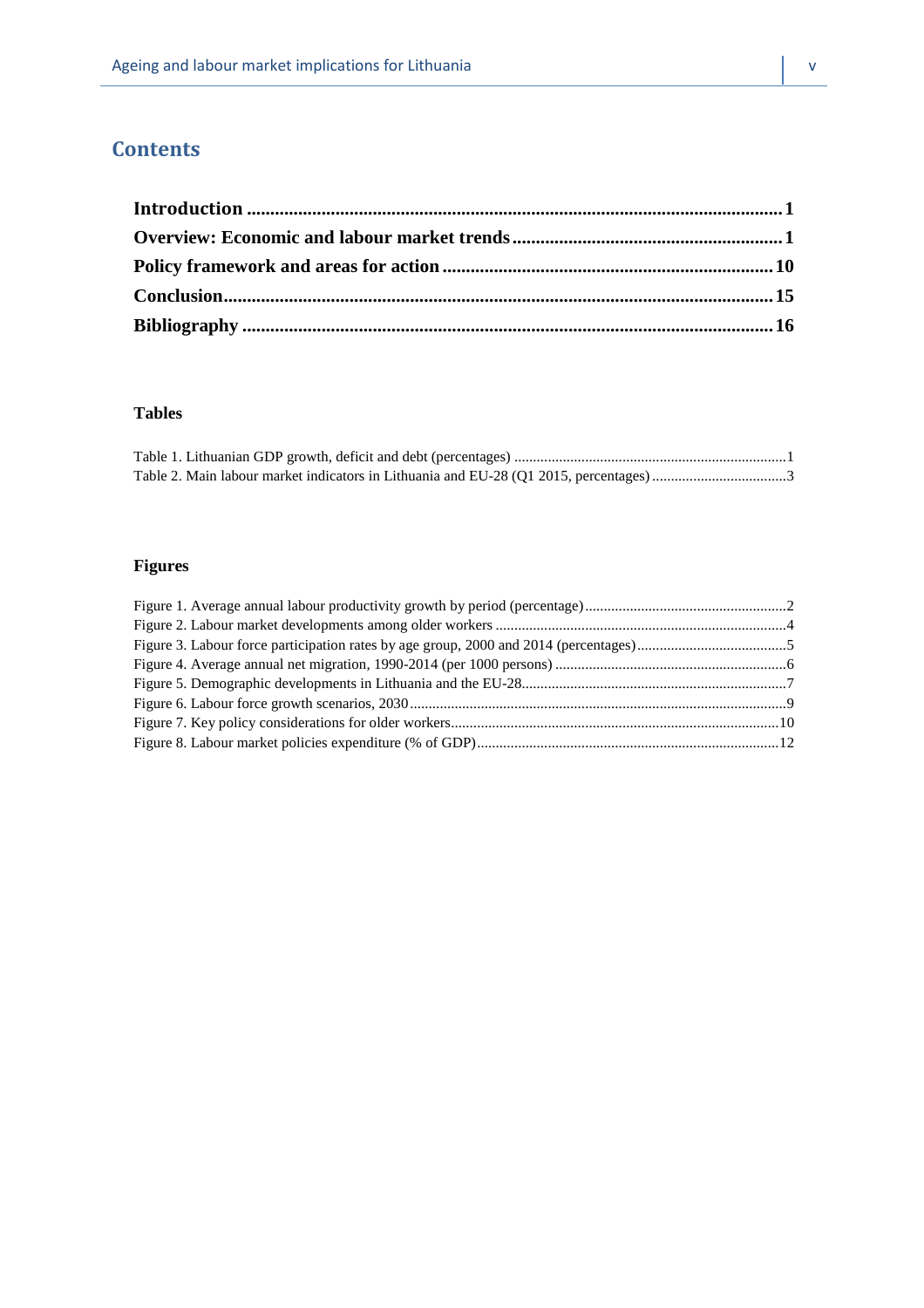# Contents

**Introduction** ................................................................................................................ **1**
**Overview: Economic and labour market trends** ........................................................ **1**
**Policy framework and areas for action** ...................................................................... **10**
**Conclusion** ................................................................................................................... **15**
**Bibliography** ................................................................................................................ **16**

### Tables

Table 1. Lithuanian GDP growth, deficit and debt (percentages) ........................................................................1
Table 2. Main labour market indicators in Lithuania and EU-28 (Q1 2015, percentages) ....................................3

### Figures

Figure 1. Average annual labour productivity growth by period (percentage) ......................................................2
Figure 2. Labour market developments among older workers .............................................................................4
Figure 3. Labour force participation rates by age group, 2000 and 2014 (percentages) ........................................5
Figure 4. Average annual net migration, 1990-2014 (per 1000 persons) .............................................................6
Figure 5. Demographic developments in Lithuania and the EU-28......................................................................7
Figure 6. Labour force growth scenarios, 2030 ....................................................................................................9
Figure 7. Key policy considerations for older workers........................................................................................10
Figure 8. Labour market policies expenditure (% of GDP)................................................................................12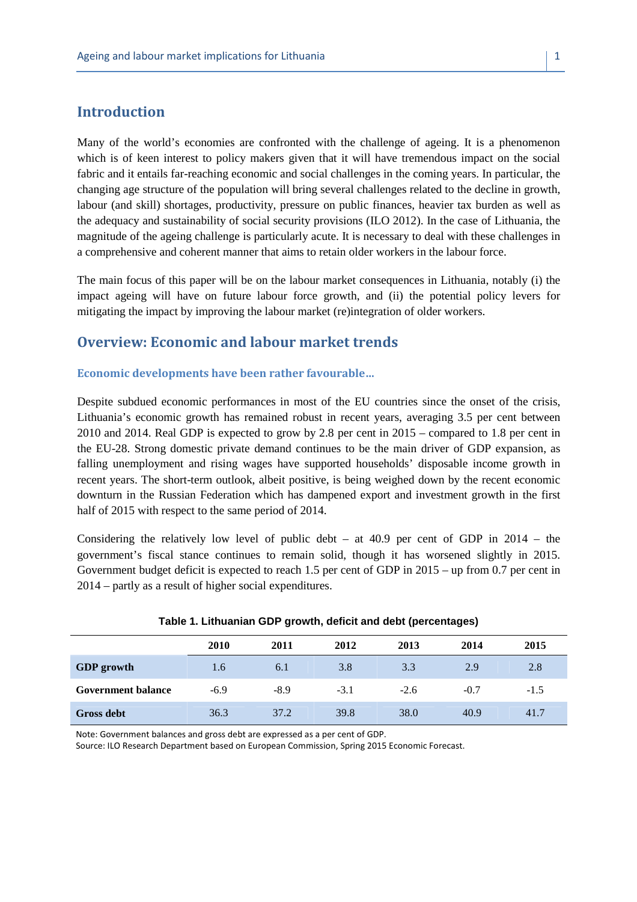## Introduction

Many of the world's economies are confronted with the challenge of ageing. It is a phenomenon which is of keen interest to policy makers given that it will have tremendous impact on the social fabric and it entails far-reaching economic and social challenges in the coming years. In particular, the changing age structure of the population will bring several challenges related to the decline in growth, labour (and skill) shortages, productivity, pressure on public finances, heavier tax burden as well as the adequacy and sustainability of social security provisions (ILO 2012). In the case of Lithuania, the magnitude of the ageing challenge is particularly acute. It is necessary to deal with these challenges in a comprehensive and coherent manner that aims to retain older workers in the labour force.

The main focus of this paper will be on the labour market consequences in Lithuania, notably (i) the impact ageing will have on future labour force growth, and (ii) the potential policy levers for mitigating the impact by improving the labour market (re)integration of older workers.

## Overview: Economic and labour market trends

### Economic developments have been rather favourable…

Despite subdued economic performances in most of the EU countries since the onset of the crisis, Lithuania's economic growth has remained robust in recent years, averaging 3.5 per cent between 2010 and 2014. Real GDP is expected to grow by 2.8 per cent in 2015 – compared to 1.8 per cent in the EU-28. Strong domestic private demand continues to be the main driver of GDP expansion, as falling unemployment and rising wages have supported households' disposable income growth in recent years. The short-term outlook, albeit positive, is being weighed down by the recent economic downturn in the Russian Federation which has dampened export and investment growth in the first half of 2015 with respect to the same period of 2014.

Considering the relatively low level of public debt – at 40.9 per cent of GDP in 2014 – the government's fiscal stance continues to remain solid, though it has worsened slightly in 2015. Government budget deficit is expected to reach 1.5 per cent of GDP in 2015 – up from 0.7 per cent in 2014 – partly as a result of higher social expenditures.

**Table 1. Lithuanian GDP growth, deficit and debt (percentages)**

| | 2010 | 2011 | 2012 | 2013 | 2014 | 2015 |
|---|---|---|---|---|---|---|
| **GDP growth** | 1.6 | 6.1 | 3.8 | 3.3 | 2.9 | 2.8 |
| **Government balance** | -6.9 | -8.9 | -3.1 | -2.6 | -0.7 | -1.5 |
| **Gross debt** | 36.3 | 37.2 | 39.8 | 38.0 | 40.9 | 41.7 |

Note: Government balances and gross debt are expressed as a per cent of GDP.
Source: ILO Research Department based on European Commission, Spring 2015 Economic Forecast.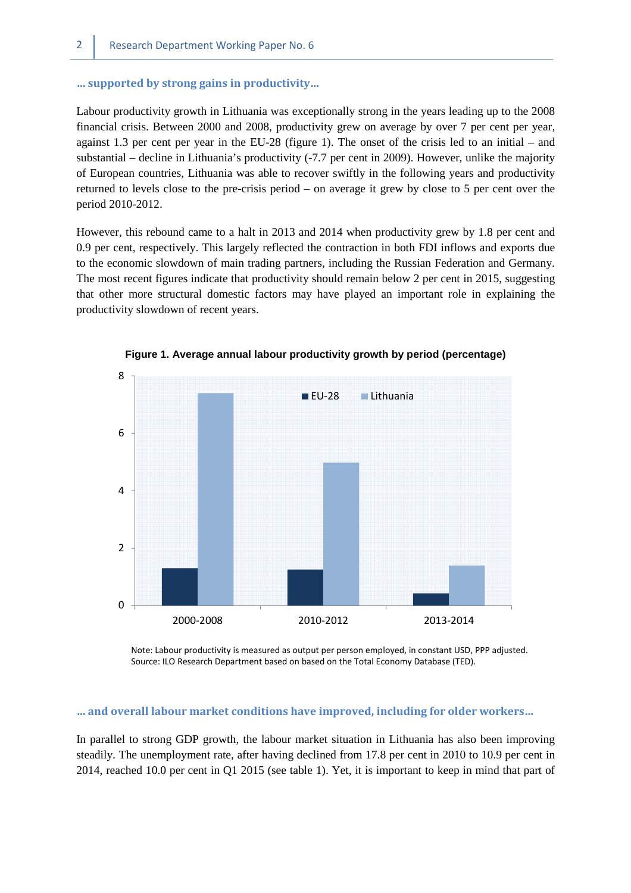### … supported by strong gains in productivity…

Labour productivity growth in Lithuania was exceptionally strong in the years leading up to the 2008 financial crisis. Between 2000 and 2008, productivity grew on average by over 7 per cent per year, against 1.3 per cent per year in the EU-28 (figure 1). The onset of the crisis led to an initial – and substantial – decline in Lithuania's productivity (-7.7 per cent in 2009). However, unlike the majority of European countries, Lithuania was able to recover swiftly in the following years and productivity returned to levels close to the pre-crisis period – on average it grew by close to 5 per cent over the period 2010-2012.

However, this rebound came to a halt in 2013 and 2014 when productivity grew by 1.8 per cent and 0.9 per cent, respectively. This largely reflected the contraction in both FDI inflows and exports due to the economic slowdown of main trading partners, including the Russian Federation and Germany. The most recent figures indicate that productivity should remain below 2 per cent in 2015, suggesting that other more structural domestic factors may have played an important role in explaining the productivity slowdown of recent years.

**Figure 1. Average annual labour productivity growth by period (percentage)**

Note: Labour productivity is measured as output per person employed, in constant USD, PPP adjusted.
Source: ILO Research Department based on based on the Total Economy Database (TED).

### … and overall labour market conditions have improved, including for older workers…

In parallel to strong GDP growth, the labour market situation in Lithuania has also been improving steadily. The unemployment rate, after having declined from 17.8 per cent in 2010 to 10.9 per cent in 2014, reached 10.0 per cent in Q1 2015 (see table 1). Yet, it is important to keep in mind that part of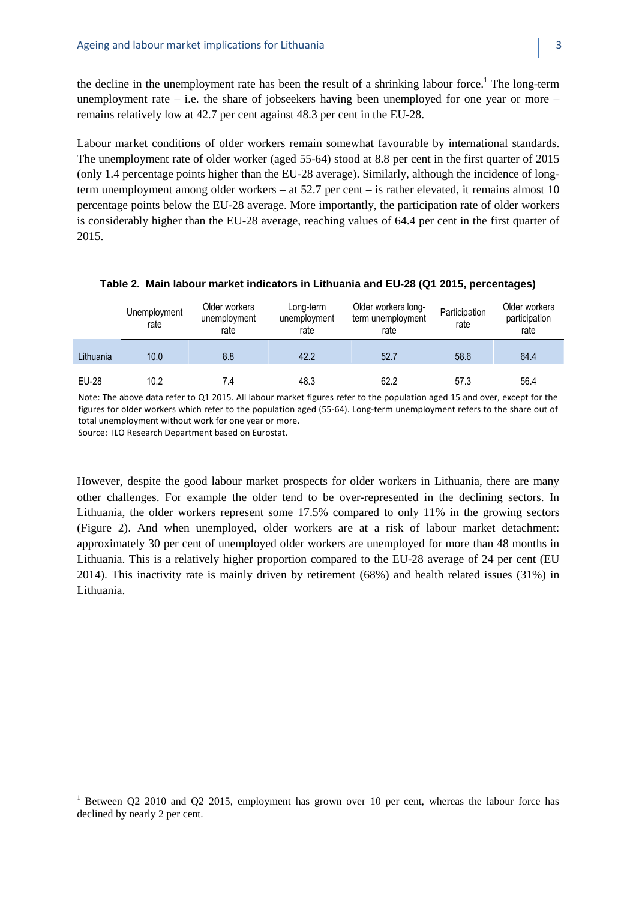the decline in the unemployment rate has been the result of a shrinking labour force.[1] The long-term unemployment rate – i.e. the share of jobseekers having been unemployed for one year or more – remains relatively low at 42.7 per cent against 48.3 per cent in the EU-28.

Labour market conditions of older workers remain somewhat favourable by international standards. The unemployment rate of older worker (aged 55-64) stood at 8.8 per cent in the first quarter of 2015 (only 1.4 percentage points higher than the EU-28 average). Similarly, although the incidence of long-term unemployment among older workers – at 52.7 per cent – is rather elevated, it remains almost 10 percentage points below the EU-28 average. More importantly, the participation rate of older workers is considerably higher than the EU-28 average, reaching values of 64.4 per cent in the first quarter of 2015.

**Table 2. Main labour market indicators in Lithuania and EU-28 (Q1 2015, percentages)**

| | Unemployment rate | Older workers unemployment rate | Long-term unemployment rate | Older workers long-term unemployment rate | Participation rate | Older workers participation rate |
|---|---|---|---|---|---|---|
| Lithuania | 10.0 | 8.8 | 42.2 | 52.7 | 58.6 | 64.4 |
| EU-28 | 10.2 | 7.4 | 48.3 | 62.2 | 57.3 | 56.4 |

Note: The above data refer to Q1 2015. All labour market figures refer to the population aged 15 and over, except for the figures for older workers which refer to the population aged (55-64). Long-term unemployment refers to the share out of total unemployment without work for one year or more.
Source: ILO Research Department based on Eurostat.

However, despite the good labour market prospects for older workers in Lithuania, there are many other challenges. For example the older tend to be over-represented in the declining sectors. In Lithuania, the older workers represent some 17.5% compared to only 11% in the growing sectors (Figure 2). And when unemployed, older workers are at a risk of labour market detachment: approximately 30 per cent of unemployed older workers are unemployed for more than 48 months in Lithuania. This is a relatively higher proportion compared to the EU-28 average of 24 per cent (EU 2014). This inactivity rate is mainly driven by retirement (68%) and health related issues (31%) in Lithuania.

[1] Between Q2 2010 and Q2 2015, employment has grown over 10 per cent, whereas the labour force has declined by nearly 2 per cent.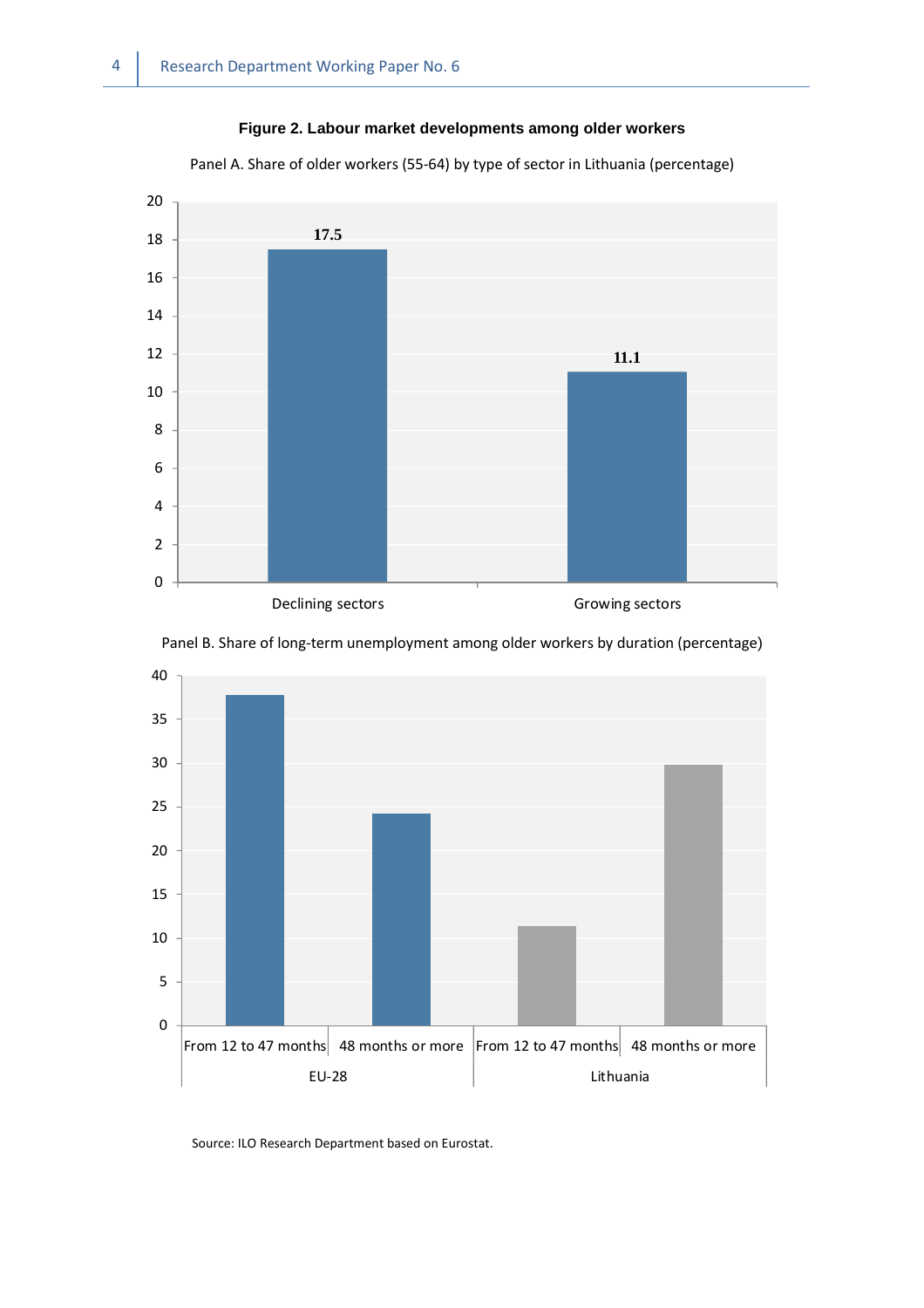**Figure 2. Labour market developments among older workers**

Panel A. Share of older workers (55-64) by type of sector in Lithuania (percentage)

| Sector | Share (%) |
|---|---|
| Declining sectors | 17.5 |
| Growing sectors | 11.1 |

Panel B. Share of long-term unemployment among older workers by duration (percentage)

| | EU-28 | | Lithuania | |
|---|---|---|---|---|
| | From 12 to 47 months | 48 months or more | From 12 to 47 months | 48 months or more |

Source: ILO Research Department based on Eurostat.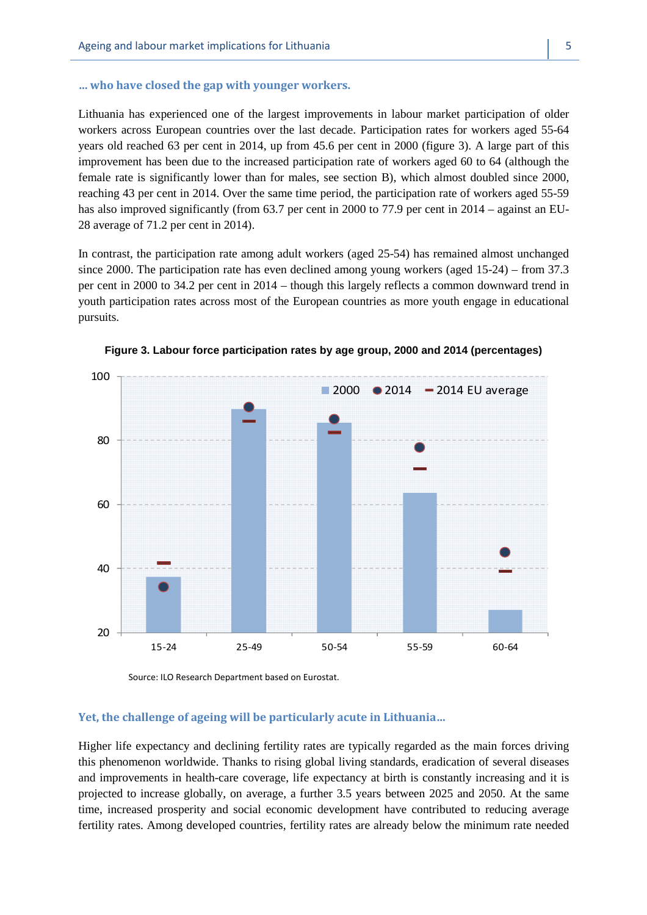### ... who have closed the gap with younger workers.

Lithuania has experienced one of the largest improvements in labour market participation of older workers across European countries over the last decade. Participation rates for workers aged 55-64 years old reached 63 per cent in 2014, up from 45.6 per cent in 2000 (figure 3). A large part of this improvement has been due to the increased participation rate of workers aged 60 to 64 (although the female rate is significantly lower than for males, see section B), which almost doubled since 2000, reaching 43 per cent in 2014. Over the same time period, the participation rate of workers aged 55-59 has also improved significantly (from 63.7 per cent in 2000 to 77.9 per cent in 2014 – against an EU-28 average of 71.2 per cent in 2014).

In contrast, the participation rate among adult workers (aged 25-54) has remained almost unchanged since 2000. The participation rate has even declined among young workers (aged 15-24) – from 37.3 per cent in 2000 to 34.2 per cent in 2014 – though this largely reflects a common downward trend in youth participation rates across most of the European countries as more youth engage in educational pursuits.

**Figure 3. Labour force participation rates by age group, 2000 and 2014 (percentages)**

Source: ILO Research Department based on Eurostat.

### Yet, the challenge of ageing will be particularly acute in Lithuania...

Higher life expectancy and declining fertility rates are typically regarded as the main forces driving this phenomenon worldwide. Thanks to rising global living standards, eradication of several diseases and improvements in health-care coverage, life expectancy at birth is constantly increasing and it is projected to increase globally, on average, a further 3.5 years between 2025 and 2050. At the same time, increased prosperity and social economic development have contributed to reducing average fertility rates. Among developed countries, fertility rates are already below the minimum rate needed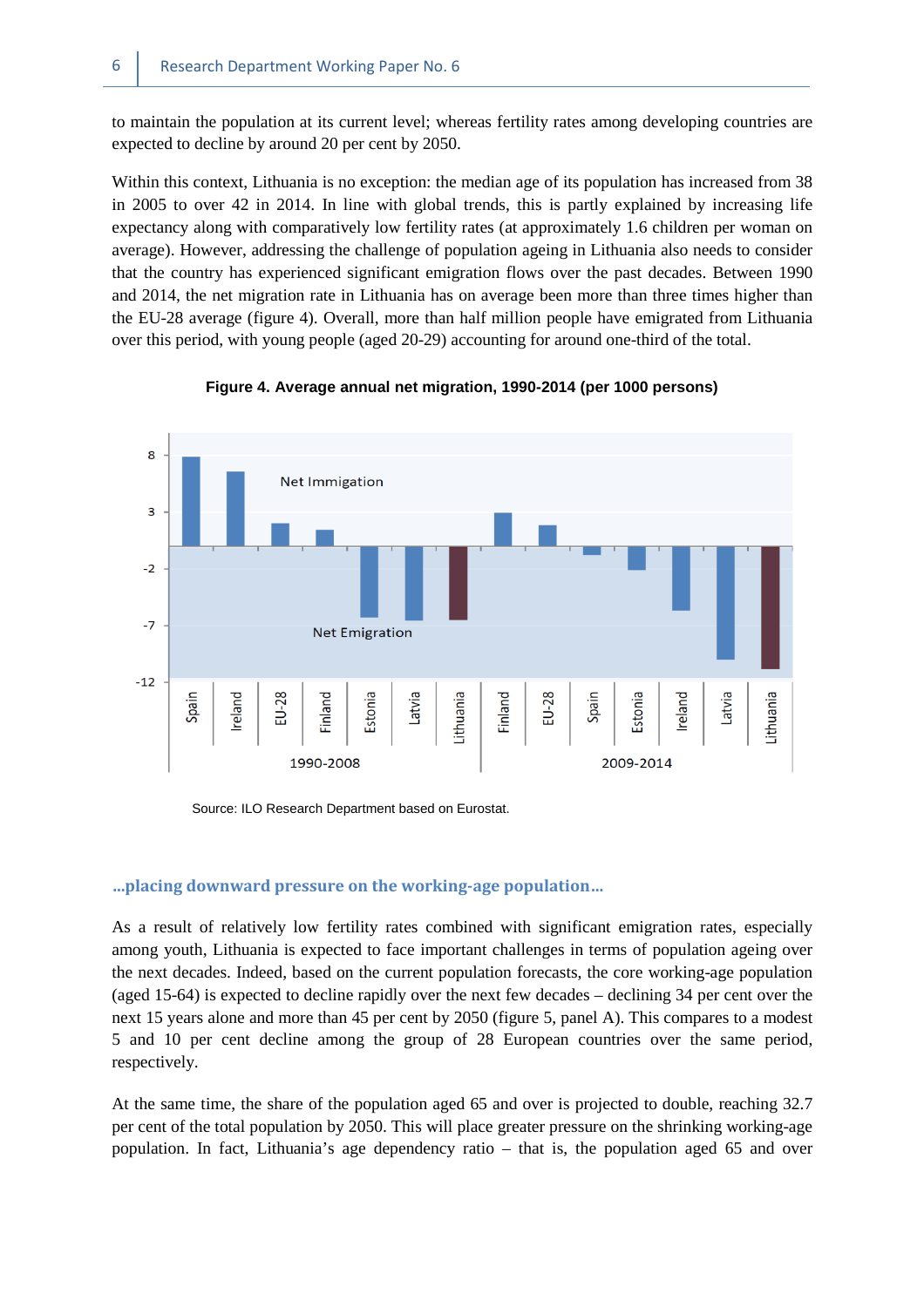to maintain the population at its current level; whereas fertility rates among developing countries are expected to decline by around 20 per cent by 2050.

Within this context, Lithuania is no exception: the median age of its population has increased from 38 in 2005 to over 42 in 2014. In line with global trends, this is partly explained by increasing life expectancy along with comparatively low fertility rates (at approximately 1.6 children per woman on average). However, addressing the challenge of population ageing in Lithuania also needs to consider that the country has experienced significant emigration flows over the past decades. Between 1990 and 2014, the net migration rate in Lithuania has on average been more than three times higher than the EU-28 average (figure 4). Overall, more than half million people have emigrated from Lithuania over this period, with young people (aged 20-29) accounting for around one-third of the total.

**Figure 4. Average annual net migration, 1990-2014 (per 1000 persons)**

Source: ILO Research Department based on Eurostat.

### …placing downward pressure on the working-age population…

As a result of relatively low fertility rates combined with significant emigration rates, especially among youth, Lithuania is expected to face important challenges in terms of population ageing over the next decades. Indeed, based on the current population forecasts, the core working-age population (aged 15-64) is expected to decline rapidly over the next few decades – declining 34 per cent over the next 15 years alone and more than 45 per cent by 2050 (figure 5, panel A). This compares to a modest 5 and 10 per cent decline among the group of 28 European countries over the same period, respectively.

At the same time, the share of the population aged 65 and over is projected to double, reaching 32.7 per cent of the total population by 2050. This will place greater pressure on the shrinking working-age population. In fact, Lithuania's age dependency ratio – that is, the population aged 65 and over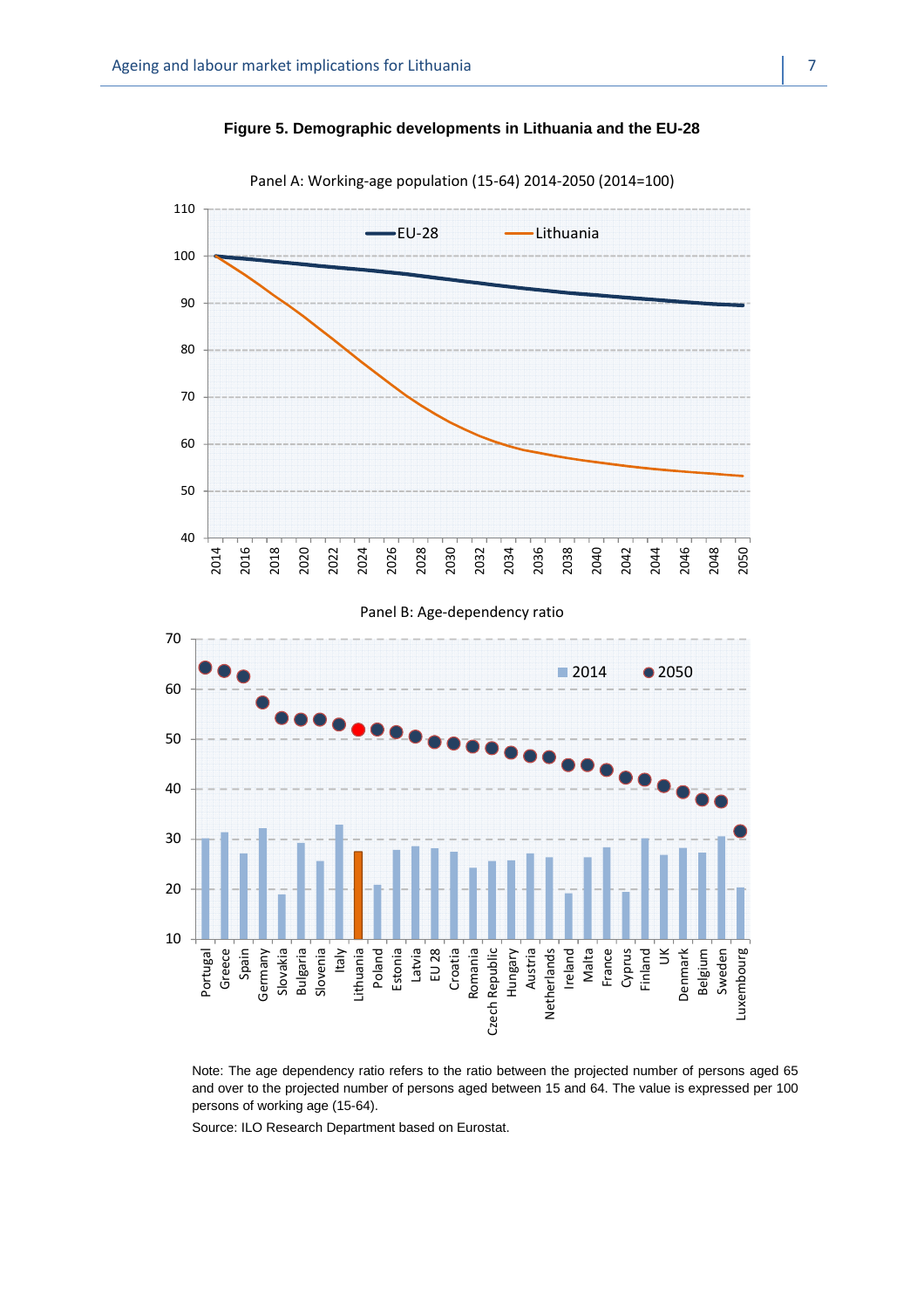**Figure 5. Demographic developments in Lithuania and the EU-28**

Panel A: Working-age population (15-64) 2014-2050 (2014=100)

Panel B: Age-dependency ratio

Note: The age dependency ratio refers to the ratio between the projected number of persons aged 65 and over to the projected number of persons aged between 15 and 64. The value is expressed per 100 persons of working age (15-64).

Source: ILO Research Department based on Eurostat.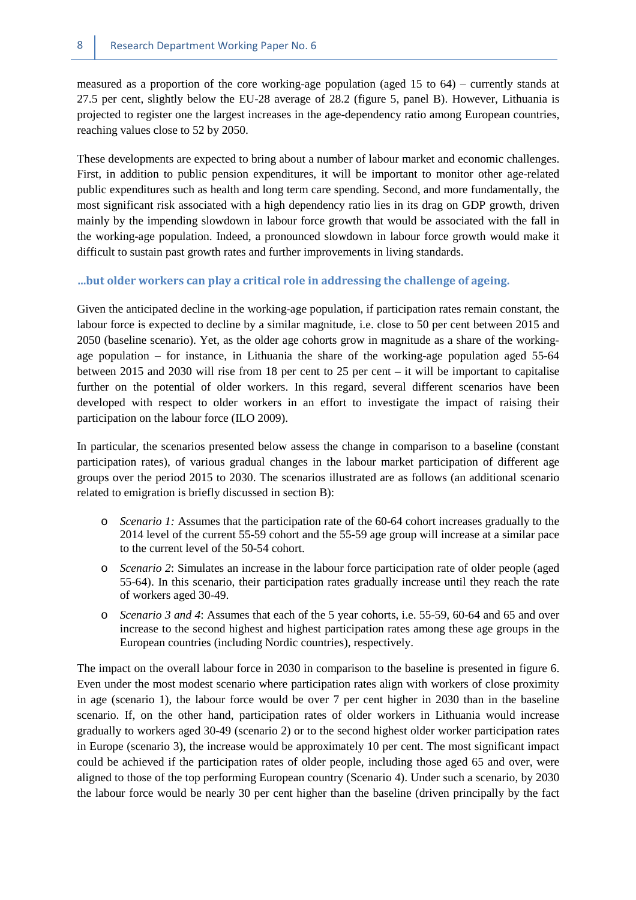measured as a proportion of the core working-age population (aged 15 to 64) – currently stands at 27.5 per cent, slightly below the EU-28 average of 28.2 (figure 5, panel B). However, Lithuania is projected to register one the largest increases in the age-dependency ratio among European countries, reaching values close to 52 by 2050.

These developments are expected to bring about a number of labour market and economic challenges. First, in addition to public pension expenditures, it will be important to monitor other age-related public expenditures such as health and long term care spending. Second, and more fundamentally, the most significant risk associated with a high dependency ratio lies in its drag on GDP growth, driven mainly by the impending slowdown in labour force growth that would be associated with the fall in the working-age population. Indeed, a pronounced slowdown in labour force growth would make it difficult to sustain past growth rates and further improvements in living standards.

### …but older workers can play a critical role in addressing the challenge of ageing.

Given the anticipated decline in the working-age population, if participation rates remain constant, the labour force is expected to decline by a similar magnitude, i.e. close to 50 per cent between 2015 and 2050 (baseline scenario). Yet, as the older age cohorts grow in magnitude as a share of the working-age population – for instance, in Lithuania the share of the working-age population aged 55-64 between 2015 and 2030 will rise from 18 per cent to 25 per cent – it will be important to capitalise further on the potential of older workers. In this regard, several different scenarios have been developed with respect to older workers in an effort to investigate the impact of raising their participation on the labour force (ILO 2009).

In particular, the scenarios presented below assess the change in comparison to a baseline (constant participation rates), of various gradual changes in the labour market participation of different age groups over the period 2015 to 2030. The scenarios illustrated are as follows (an additional scenario related to emigration is briefly discussed in section B):

- *Scenario 1:* Assumes that the participation rate of the 60-64 cohort increases gradually to the 2014 level of the current 55-59 cohort and the 55-59 age group will increase at a similar pace to the current level of the 50-54 cohort.
- *Scenario 2*: Simulates an increase in the labour force participation rate of older people (aged 55-64). In this scenario, their participation rates gradually increase until they reach the rate of workers aged 30-49.
- *Scenario 3 and 4*: Assumes that each of the 5 year cohorts, i.e. 55-59, 60-64 and 65 and over increase to the second highest and highest participation rates among these age groups in the European countries (including Nordic countries), respectively.

The impact on the overall labour force in 2030 in comparison to the baseline is presented in figure 6. Even under the most modest scenario where participation rates align with workers of close proximity in age (scenario 1), the labour force would be over 7 per cent higher in 2030 than in the baseline scenario. If, on the other hand, participation rates of older workers in Lithuania would increase gradually to workers aged 30-49 (scenario 2) or to the second highest older worker participation rates in Europe (scenario 3), the increase would be approximately 10 per cent. The most significant impact could be achieved if the participation rates of older people, including those aged 65 and over, were aligned to those of the top performing European country (Scenario 4). Under such a scenario, by 2030 the labour force would be nearly 30 per cent higher than the baseline (driven principally by the fact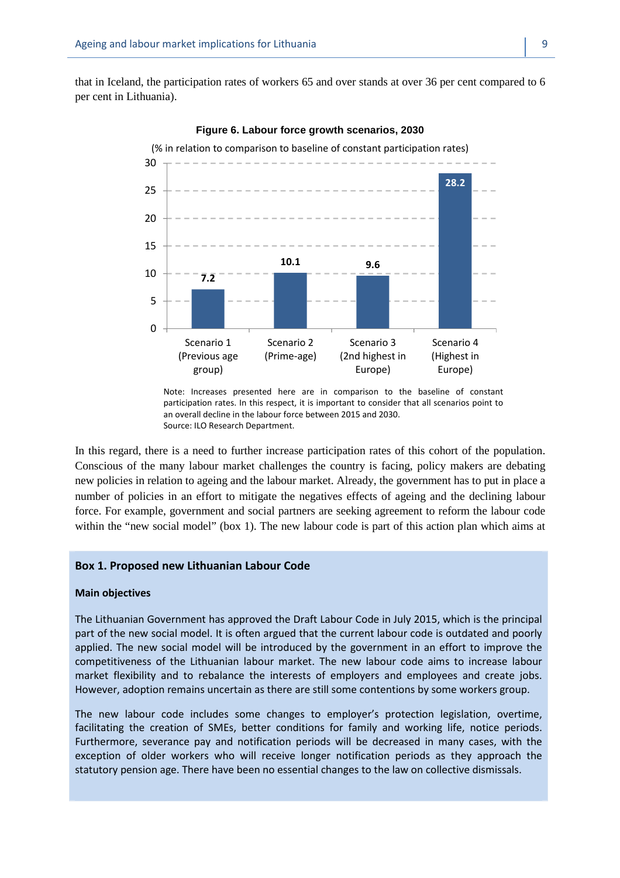that in Iceland, the participation rates of workers 65 and over stands at over 36 per cent compared to 6 per cent in Lithuania).

**Figure 6. Labour force growth scenarios, 2030**

(% in relation to comparison to baseline of constant participation rates)

| Scenario | Value |
|---|---|
| Scenario 1 (Previous age group) | 7.2 |
| Scenario 2 (Prime-age) | 10.1 |
| Scenario 3 (2nd highest in Europe) | 9.6 |
| Scenario 4 (Highest in Europe) | 28.2 |

Note: Increases presented here are in comparison to the baseline of constant participation rates. In this respect, it is important to consider that all scenarios point to an overall decline in the labour force between 2015 and 2030.
Source: ILO Research Department.

In this regard, there is a need to further increase participation rates of this cohort of the population. Conscious of the many labour market challenges the country is facing, policy makers are debating new policies in relation to ageing and the labour market. Already, the government has to put in place a number of policies in an effort to mitigate the negatives effects of ageing and the declining labour force. For example, government and social partners are seeking agreement to reform the labour code within the "new social model" (box 1). The new labour code is part of this action plan which aims at

**Box 1. Proposed new Lithuanian Labour Code**

**Main objectives**

The Lithuanian Government has approved the Draft Labour Code in July 2015, which is the principal part of the new social model. It is often argued that the current labour code is outdated and poorly applied. The new social model will be introduced by the government in an effort to improve the competitiveness of the Lithuanian labour market. The new labour code aims to increase labour market flexibility and to rebalance the interests of employers and employees and create jobs. However, adoption remains uncertain as there are still some contentions by some workers group.

The new labour code includes some changes to employer's protection legislation, overtime, facilitating the creation of SMEs, better conditions for family and working life, notice periods. Furthermore, severance pay and notification periods will be decreased in many cases, with the exception of older workers who will receive longer notification periods as they approach the statutory pension age. There have been no essential changes to the law on collective dismissals.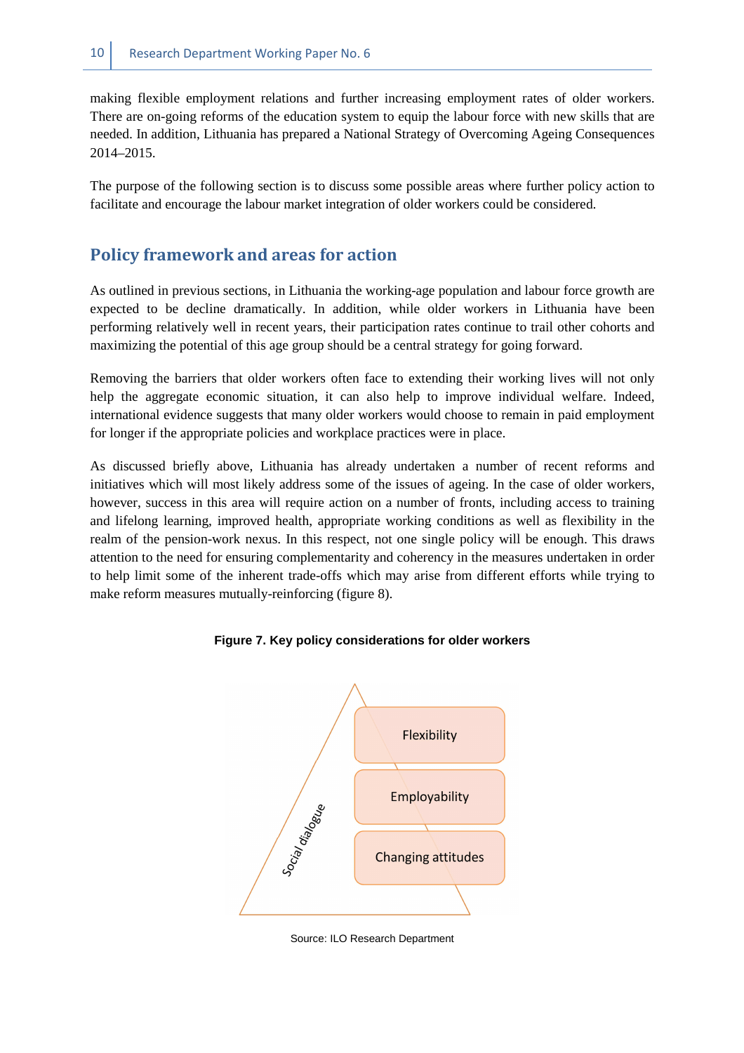making flexible employment relations and further increasing employment rates of older workers. There are on-going reforms of the education system to equip the labour force with new skills that are needed. In addition, Lithuania has prepared a National Strategy of Overcoming Ageing Consequences 2014–2015.

The purpose of the following section is to discuss some possible areas where further policy action to facilitate and encourage the labour market integration of older workers could be considered.

## Policy framework and areas for action

As outlined in previous sections, in Lithuania the working-age population and labour force growth are expected to be decline dramatically. In addition, while older workers in Lithuania have been performing relatively well in recent years, their participation rates continue to trail other cohorts and maximizing the potential of this age group should be a central strategy for going forward.

Removing the barriers that older workers often face to extending their working lives will not only help the aggregate economic situation, it can also help to improve individual welfare. Indeed, international evidence suggests that many older workers would choose to remain in paid employment for longer if the appropriate policies and workplace practices were in place.

As discussed briefly above, Lithuania has already undertaken a number of recent reforms and initiatives which will most likely address some of the issues of ageing. In the case of older workers, however, success in this area will require action on a number of fronts, including access to training and lifelong learning, improved health, appropriate working conditions as well as flexibility in the realm of the pension-work nexus. In this respect, not one single policy will be enough. This draws attention to the need for ensuring complementarity and coherency in the measures undertaken in order to help limit some of the inherent trade-offs which may arise from different efforts while trying to make reform measures mutually-reinforcing (figure 8).

**Figure 7. Key policy considerations for older workers**

Social dialogue

Flexibility

Employability

Changing attitudes

Source: ILO Research Department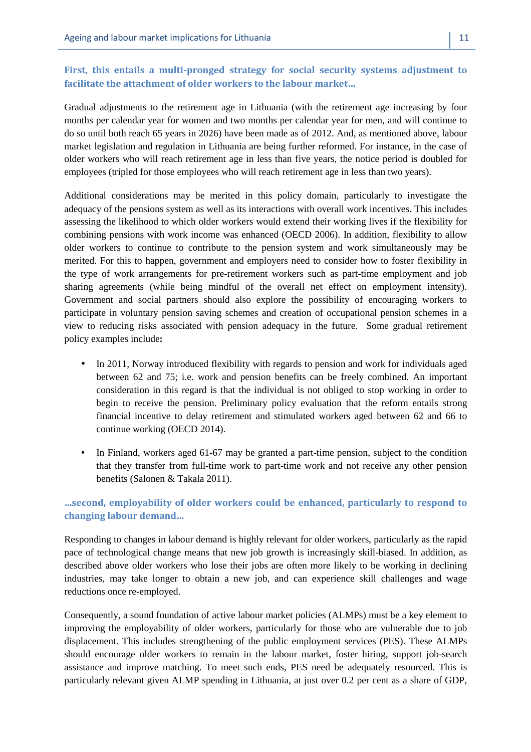### First, this entails a multi-pronged strategy for social security systems adjustment to facilitate the attachment of older workers to the labour market…

Gradual adjustments to the retirement age in Lithuania (with the retirement age increasing by four months per calendar year for women and two months per calendar year for men, and will continue to do so until both reach 65 years in 2026) have been made as of 2012. And, as mentioned above, labour market legislation and regulation in Lithuania are being further reformed. For instance, in the case of older workers who will reach retirement age in less than five years, the notice period is doubled for employees (tripled for those employees who will reach retirement age in less than two years).

Additional considerations may be merited in this policy domain, particularly to investigate the adequacy of the pensions system as well as its interactions with overall work incentives. This includes assessing the likelihood to which older workers would extend their working lives if the flexibility for combining pensions with work income was enhanced (OECD 2006). In addition, flexibility to allow older workers to continue to contribute to the pension system and work simultaneously may be merited. For this to happen, government and employers need to consider how to foster flexibility in the type of work arrangements for pre-retirement workers such as part-time employment and job sharing agreements (while being mindful of the overall net effect on employment intensity). Government and social partners should also explore the possibility of encouraging workers to participate in voluntary pension saving schemes and creation of occupational pension schemes in a view to reducing risks associated with pension adequacy in the future. Some gradual retirement policy examples include**:**

- In 2011, Norway introduced flexibility with regards to pension and work for individuals aged between 62 and 75; i.e. work and pension benefits can be freely combined. An important consideration in this regard is that the individual is not obliged to stop working in order to begin to receive the pension. Preliminary policy evaluation that the reform entails strong financial incentive to delay retirement and stimulated workers aged between 62 and 66 to continue working (OECD 2014).
- In Finland, workers aged 61-67 may be granted a part-time pension, subject to the condition that they transfer from full-time work to part-time work and not receive any other pension benefits (Salonen & Takala 2011).

### …second, employability of older workers could be enhanced, particularly to respond to changing labour demand…

Responding to changes in labour demand is highly relevant for older workers, particularly as the rapid pace of technological change means that new job growth is increasingly skill-biased. In addition, as described above older workers who lose their jobs are often more likely to be working in declining industries, may take longer to obtain a new job, and can experience skill challenges and wage reductions once re-employed.

Consequently, a sound foundation of active labour market policies (ALMPs) must be a key element to improving the employability of older workers, particularly for those who are vulnerable due to job displacement. This includes strengthening of the public employment services (PES). These ALMPs should encourage older workers to remain in the labour market, foster hiring, support job-search assistance and improve matching. To meet such ends, PES need be adequately resourced. This is particularly relevant given ALMP spending in Lithuania, at just over 0.2 per cent as a share of GDP,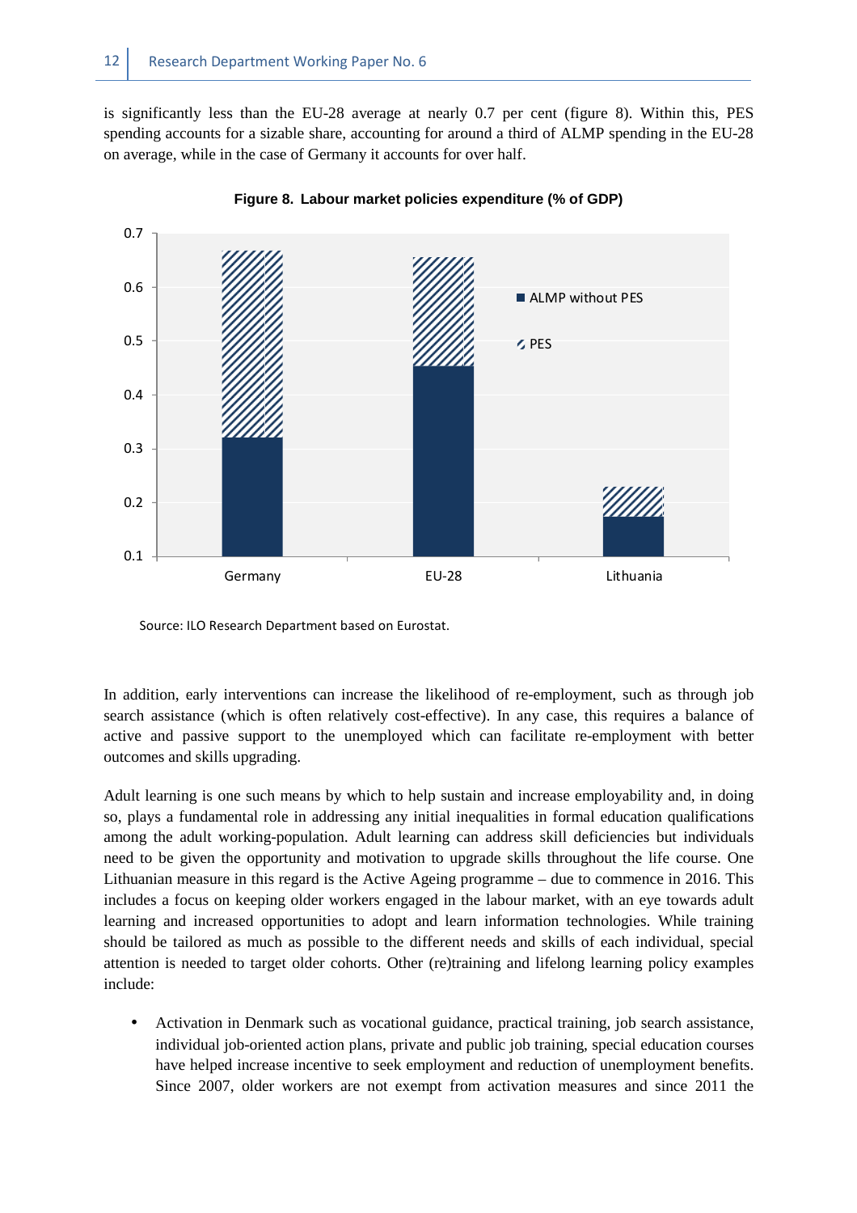is significantly less than the EU-28 average at nearly 0.7 per cent (figure 8). Within this, PES spending accounts for a sizable share, accounting for around a third of ALMP spending in the EU-28 on average, while in the case of Germany it accounts for over half.

**Figure 8. Labour market policies expenditure (% of GDP)**

Source: ILO Research Department based on Eurostat.

In addition, early interventions can increase the likelihood of re-employment, such as through job search assistance (which is often relatively cost-effective). In any case, this requires a balance of active and passive support to the unemployed which can facilitate re-employment with better outcomes and skills upgrading.

Adult learning is one such means by which to help sustain and increase employability and, in doing so, plays a fundamental role in addressing any initial inequalities in formal education qualifications among the adult working-population. Adult learning can address skill deficiencies but individuals need to be given the opportunity and motivation to upgrade skills throughout the life course. One Lithuanian measure in this regard is the Active Ageing programme – due to commence in 2016. This includes a focus on keeping older workers engaged in the labour market, with an eye towards adult learning and increased opportunities to adopt and learn information technologies. While training should be tailored as much as possible to the different needs and skills of each individual, special attention is needed to target older cohorts. Other (re)training and lifelong learning policy examples include:

- Activation in Denmark such as vocational guidance, practical training, job search assistance, individual job-oriented action plans, private and public job training, special education courses have helped increase incentive to seek employment and reduction of unemployment benefits. Since 2007, older workers are not exempt from activation measures and since 2011 the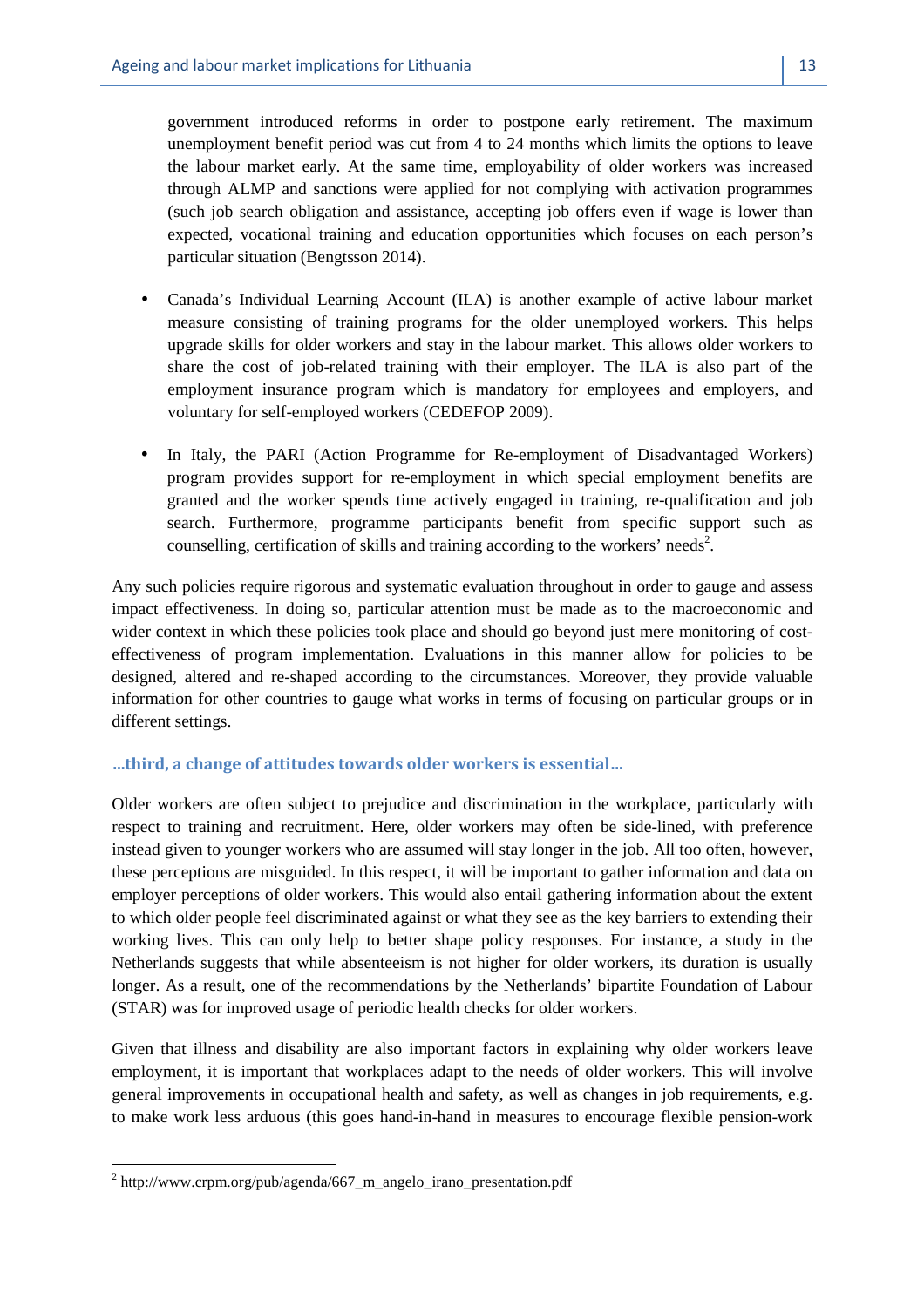government introduced reforms in order to postpone early retirement. The maximum unemployment benefit period was cut from 4 to 24 months which limits the options to leave the labour market early. At the same time, employability of older workers was increased through ALMP and sanctions were applied for not complying with activation programmes (such job search obligation and assistance, accepting job offers even if wage is lower than expected, vocational training and education opportunities which focuses on each person's particular situation (Bengtsson 2014).

- Canada's Individual Learning Account (ILA) is another example of active labour market measure consisting of training programs for the older unemployed workers. This helps upgrade skills for older workers and stay in the labour market. This allows older workers to share the cost of job-related training with their employer. The ILA is also part of the employment insurance program which is mandatory for employees and employers, and voluntary for self-employed workers (CEDEFOP 2009).
- In Italy, the PARI (Action Programme for Re-employment of Disadvantaged Workers) program provides support for re-employment in which special employment benefits are granted and the worker spends time actively engaged in training, re-qualification and job search. Furthermore, programme participants benefit from specific support such as counselling, certification of skills and training according to the workers' needs[2].

Any such policies require rigorous and systematic evaluation throughout in order to gauge and assess impact effectiveness. In doing so, particular attention must be made as to the macroeconomic and wider context in which these policies took place and should go beyond just mere monitoring of cost-effectiveness of program implementation. Evaluations in this manner allow for policies to be designed, altered and re-shaped according to the circumstances. Moreover, they provide valuable information for other countries to gauge what works in terms of focusing on particular groups or in different settings.

### …third, a change of attitudes towards older workers is essential…

Older workers are often subject to prejudice and discrimination in the workplace, particularly with respect to training and recruitment. Here, older workers may often be side-lined, with preference instead given to younger workers who are assumed will stay longer in the job. All too often, however, these perceptions are misguided. In this respect, it will be important to gather information and data on employer perceptions of older workers. This would also entail gathering information about the extent to which older people feel discriminated against or what they see as the key barriers to extending their working lives. This can only help to better shape policy responses. For instance, a study in the Netherlands suggests that while absenteeism is not higher for older workers, its duration is usually longer. As a result, one of the recommendations by the Netherlands' bipartite Foundation of Labour (STAR) was for improved usage of periodic health checks for older workers.

Given that illness and disability are also important factors in explaining why older workers leave employment, it is important that workplaces adapt to the needs of older workers. This will involve general improvements in occupational health and safety, as well as changes in job requirements, e.g. to make work less arduous (this goes hand-in-hand in measures to encourage flexible pension-work

[2] http://www.crpm.org/pub/agenda/667_m_angelo_irano_presentation.pdf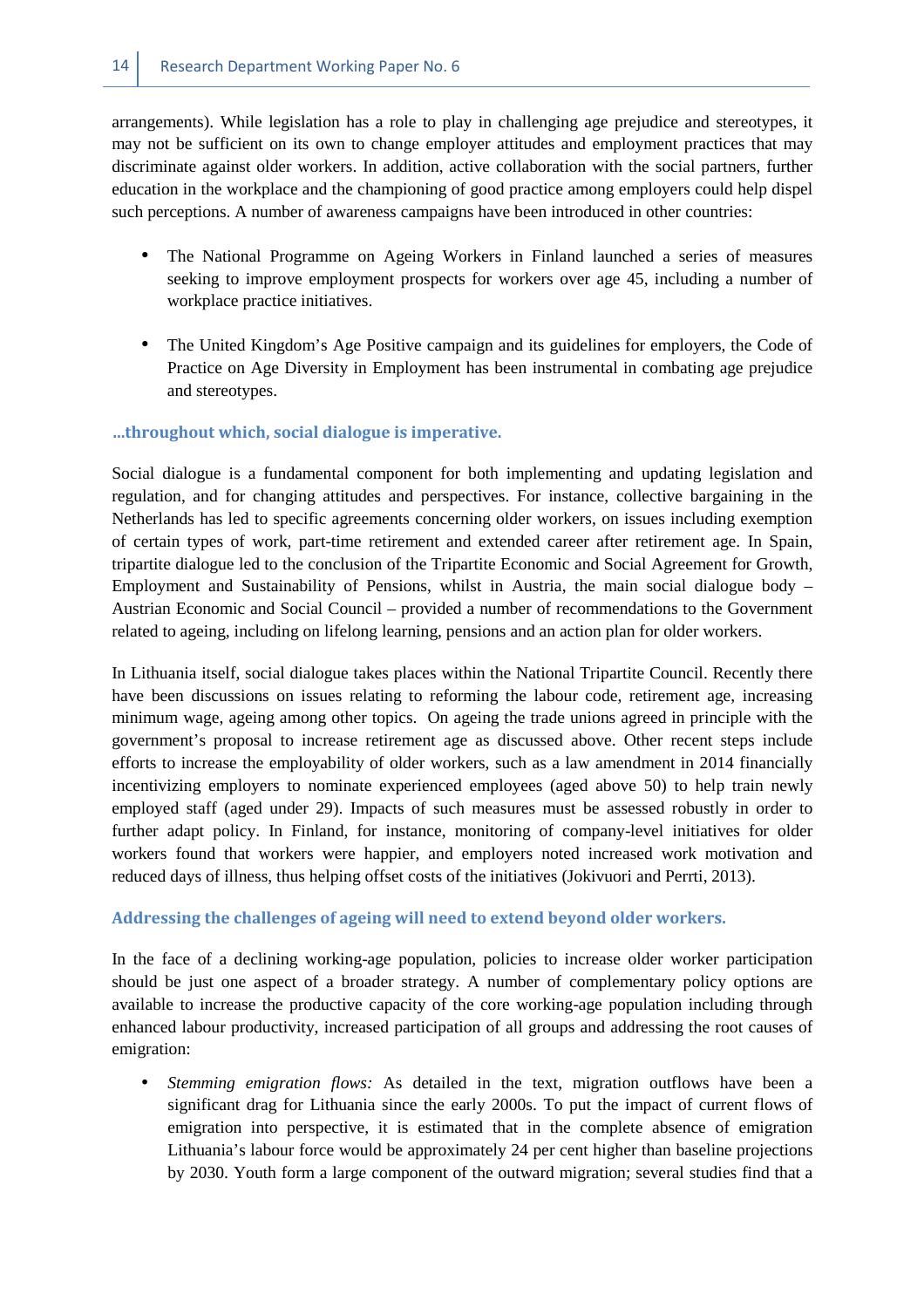arrangements). While legislation has a role to play in challenging age prejudice and stereotypes, it may not be sufficient on its own to change employer attitudes and employment practices that may discriminate against older workers. In addition, active collaboration with the social partners, further education in the workplace and the championing of good practice among employers could help dispel such perceptions. A number of awareness campaigns have been introduced in other countries:

- The National Programme on Ageing Workers in Finland launched a series of measures seeking to improve employment prospects for workers over age 45, including a number of workplace practice initiatives.

- The United Kingdom's Age Positive campaign and its guidelines for employers, the Code of Practice on Age Diversity in Employment has been instrumental in combating age prejudice and stereotypes.

### …throughout which, social dialogue is imperative.

Social dialogue is a fundamental component for both implementing and updating legislation and regulation, and for changing attitudes and perspectives. For instance, collective bargaining in the Netherlands has led to specific agreements concerning older workers, on issues including exemption of certain types of work, part-time retirement and extended career after retirement age. In Spain, tripartite dialogue led to the conclusion of the Tripartite Economic and Social Agreement for Growth, Employment and Sustainability of Pensions, whilst in Austria, the main social dialogue body – Austrian Economic and Social Council – provided a number of recommendations to the Government related to ageing, including on lifelong learning, pensions and an action plan for older workers.

In Lithuania itself, social dialogue takes places within the National Tripartite Council. Recently there have been discussions on issues relating to reforming the labour code, retirement age, increasing minimum wage, ageing among other topics. On ageing the trade unions agreed in principle with the government's proposal to increase retirement age as discussed above. Other recent steps include efforts to increase the employability of older workers, such as a law amendment in 2014 financially incentivizing employers to nominate experienced employees (aged above 50) to help train newly employed staff (aged under 29). Impacts of such measures must be assessed robustly in order to further adapt policy. In Finland, for instance, monitoring of company-level initiatives for older workers found that workers were happier, and employers noted increased work motivation and reduced days of illness, thus helping offset costs of the initiatives (Jokivuori and Perrti, 2013).

### Addressing the challenges of ageing will need to extend beyond older workers.

In the face of a declining working-age population, policies to increase older worker participation should be just one aspect of a broader strategy. A number of complementary policy options are available to increase the productive capacity of the core working-age population including through enhanced labour productivity, increased participation of all groups and addressing the root causes of emigration:

- *Stemming emigration flows:* As detailed in the text, migration outflows have been a significant drag for Lithuania since the early 2000s. To put the impact of current flows of emigration into perspective, it is estimated that in the complete absence of emigration Lithuania's labour force would be approximately 24 per cent higher than baseline projections by 2030. Youth form a large component of the outward migration; several studies find that a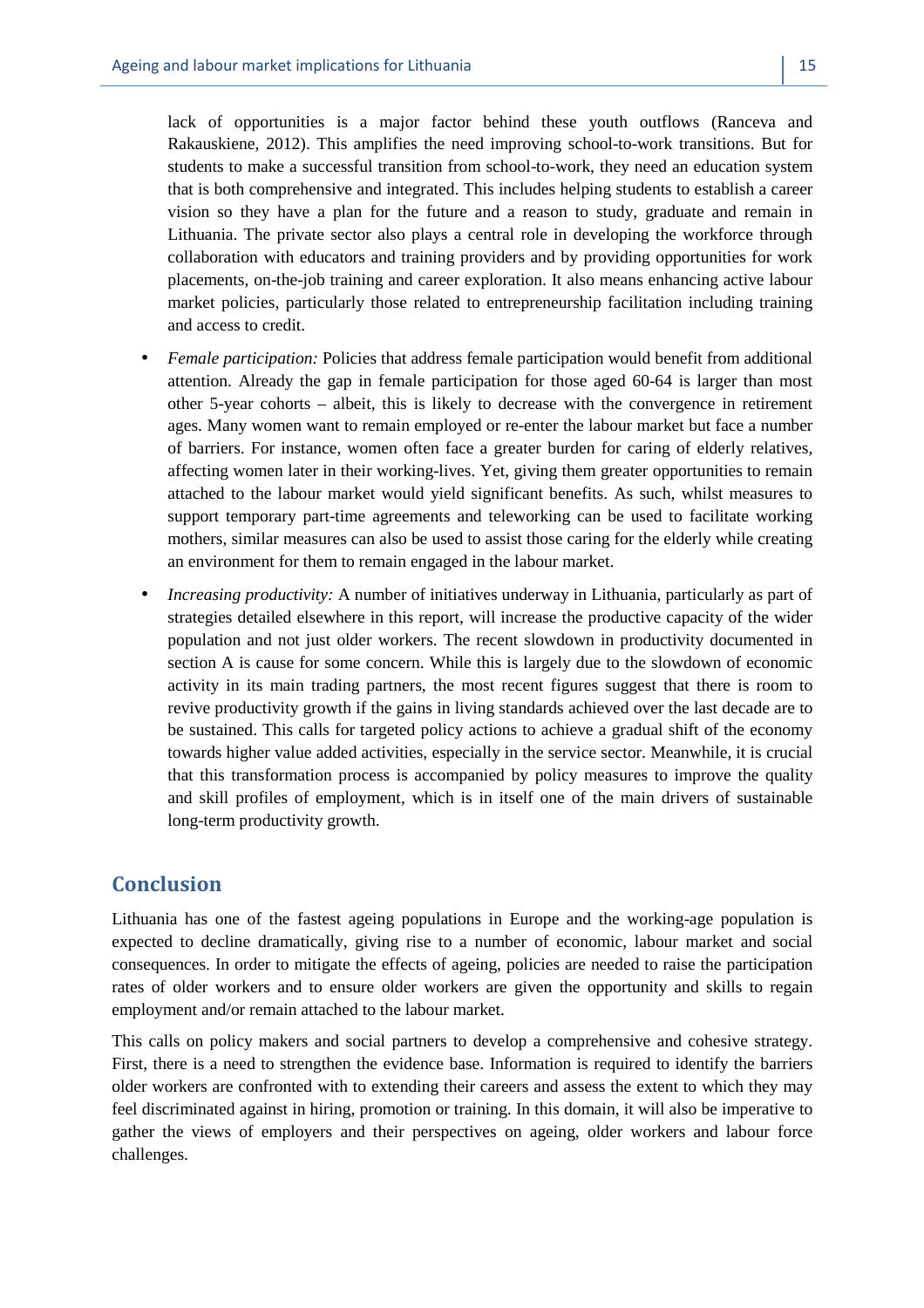lack of opportunities is a major factor behind these youth outflows (Ranceva and Rakauskiene, 2012). This amplifies the need improving school-to-work transitions. But for students to make a successful transition from school-to-work, they need an education system that is both comprehensive and integrated. This includes helping students to establish a career vision so they have a plan for the future and a reason to study, graduate and remain in Lithuania. The private sector also plays a central role in developing the workforce through collaboration with educators and training providers and by providing opportunities for work placements, on-the-job training and career exploration. It also means enhancing active labour market policies, particularly those related to entrepreneurship facilitation including training and access to credit.

- *Female participation:* Policies that address female participation would benefit from additional attention. Already the gap in female participation for those aged 60-64 is larger than most other 5-year cohorts – albeit, this is likely to decrease with the convergence in retirement ages. Many women want to remain employed or re-enter the labour market but face a number of barriers. For instance, women often face a greater burden for caring of elderly relatives, affecting women later in their working-lives. Yet, giving them greater opportunities to remain attached to the labour market would yield significant benefits. As such, whilst measures to support temporary part-time agreements and teleworking can be used to facilitate working mothers, similar measures can also be used to assist those caring for the elderly while creating an environment for them to remain engaged in the labour market.
- *Increasing productivity:* A number of initiatives underway in Lithuania, particularly as part of strategies detailed elsewhere in this report, will increase the productive capacity of the wider population and not just older workers. The recent slowdown in productivity documented in section A is cause for some concern. While this is largely due to the slowdown of economic activity in its main trading partners, the most recent figures suggest that there is room to revive productivity growth if the gains in living standards achieved over the last decade are to be sustained. This calls for targeted policy actions to achieve a gradual shift of the economy towards higher value added activities, especially in the service sector. Meanwhile, it is crucial that this transformation process is accompanied by policy measures to improve the quality and skill profiles of employment, which is in itself one of the main drivers of sustainable long-term productivity growth.

## Conclusion

Lithuania has one of the fastest ageing populations in Europe and the working-age population is expected to decline dramatically, giving rise to a number of economic, labour market and social consequences. In order to mitigate the effects of ageing, policies are needed to raise the participation rates of older workers and to ensure older workers are given the opportunity and skills to regain employment and/or remain attached to the labour market.

This calls on policy makers and social partners to develop a comprehensive and cohesive strategy. First, there is a need to strengthen the evidence base. Information is required to identify the barriers older workers are confronted with to extending their careers and assess the extent to which they may feel discriminated against in hiring, promotion or training. In this domain, it will also be imperative to gather the views of employers and their perspectives on ageing, older workers and labour force challenges.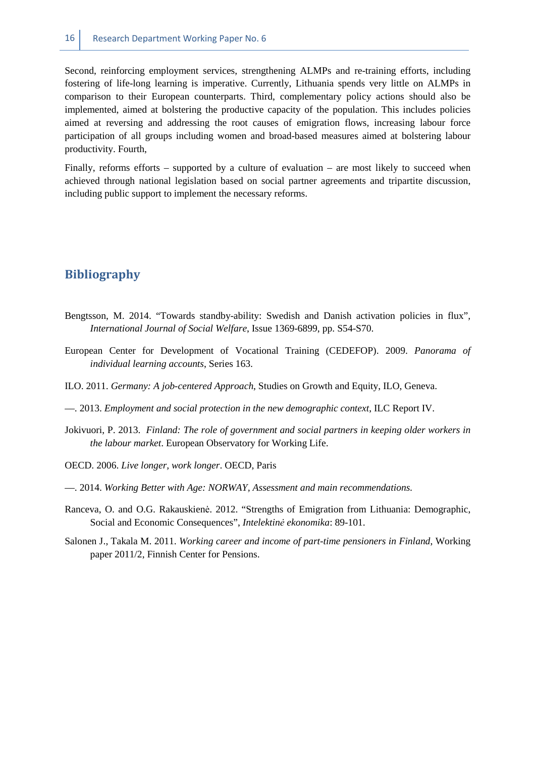Second, reinforcing employment services, strengthening ALMPs and re-training efforts, including fostering of life-long learning is imperative. Currently, Lithuania spends very little on ALMPs in comparison to their European counterparts. Third, complementary policy actions should also be implemented, aimed at bolstering the productive capacity of the population. This includes policies aimed at reversing and addressing the root causes of emigration flows, increasing labour force participation of all groups including women and broad-based measures aimed at bolstering labour productivity. Fourth,

Finally, reforms efforts – supported by a culture of evaluation – are most likely to succeed when achieved through national legislation based on social partner agreements and tripartite discussion, including public support to implement the necessary reforms.

## Bibliography

Bengtsson, M. 2014. "Towards standby-ability: Swedish and Danish activation policies in flux", *International Journal of Social Welfare*, Issue 1369-6899, pp. S54-S70.

European Center for Development of Vocational Training (CEDEFOP). 2009. *Panorama of individual learning accounts*, Series 163.

ILO. 2011. *Germany: A job-centered Approach*, Studies on Growth and Equity, ILO, Geneva.

—. 2013. *Employment and social protection in the new demographic context*, ILC Report IV.

Jokivuori, P. 2013. *Finland: The role of government and social partners in keeping older workers in the labour market*. European Observatory for Working Life.

OECD. 2006. *Live longer, work longer*. OECD, Paris

—. 2014. *Working Better with Age: NORWAY, Assessment and main recommendations.*

Ranceva, O. and O.G. Rakauskienė. 2012. "Strengths of Emigration from Lithuania: Demographic, Social and Economic Consequences", *Intelektinė ekonomika*: 89-101.

Salonen J., Takala M. 2011. *Working career and income of part-time pensioners in Finland*, Working paper 2011/2, Finnish Center for Pensions.